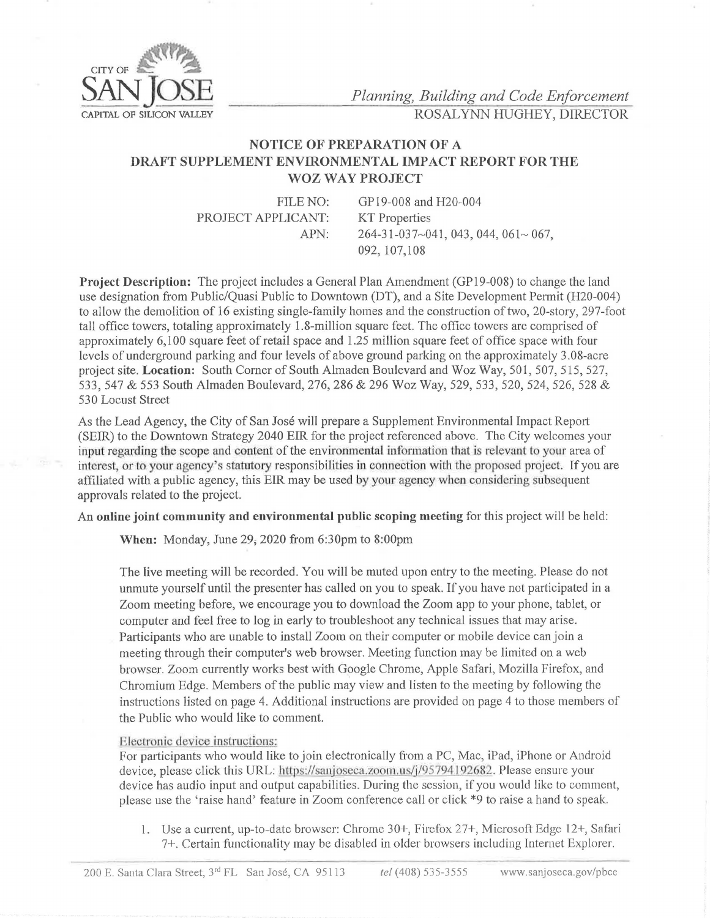CITY OF **SAN JOSE**
CAPITAL OF SILICON VALLEY

*Planning, Building and Code Enforcement*
ROSALYNN HUGHEY, DIRECTOR

## NOTICE OF PREPARATION OF A DRAFT SUPPLEMENT ENVIRONMENTAL IMPACT REPORT FOR THE WOZ WAY PROJECT

FILE NO: GP19-008 and H20-004
PROJECT APPLICANT: KT Properties
APN: 264-31-037~041, 043, 044, 061~ 067, 092, 107,108

**Project Description:** The project includes a General Plan Amendment (GP19-008) to change the land use designation from Public/Quasi Public to Downtown (DT), and a Site Development Permit (H20-004) to allow the demolition of 16 existing single-family homes and the construction of two, 20-story, 297-foot tall office towers, totaling approximately 1.8-million square feet. The office towers are comprised of approximately 6,100 square feet of retail space and 1.25 million square feet of office space with four levels of underground parking and four levels of above ground parking on the approximately 3.08-acre project site. **Location:** South Corner of South Almaden Boulevard and Woz Way, 501, 507, 515, 527, 533, 547 & 553 South Almaden Boulevard, 276, 286 & 296 Woz Way, 529, 533, 520, 524, 526, 528 & 530 Locust Street

As the Lead Agency, the City of San José will prepare a Supplement Environmental Impact Report (SEIR) to the Downtown Strategy 2040 EIR for the project referenced above. The City welcomes your input regarding the scope and content of the environmental information that is relevant to your area of interest, or to your agency's statutory responsibilities in connection with the proposed project. If you are affiliated with a public agency, this EIR may be used by your agency when considering subsequent approvals related to the project.

An **online joint community and environmental public scoping meeting** for this project will be held:

**When:** Monday, June 29, 2020 from 6:30pm to 8:00pm

The live meeting will be recorded. You will be muted upon entry to the meeting. Please do not unmute yourself until the presenter has called on you to speak. If you have not participated in a Zoom meeting before, we encourage you to download the Zoom app to your phone, tablet, or computer and feel free to log in early to troubleshoot any technical issues that may arise. Participants who are unable to install Zoom on their computer or mobile device can join a meeting through their computer's web browser. Meeting function may be limited on a web browser. Zoom currently works best with Google Chrome, Apple Safari, Mozilla Firefox, and Chromium Edge. Members of the public may view and listen to the meeting by following the instructions listed on page 4. Additional instructions are provided on page 4 to those members of the Public who would like to comment.

Electronic device instructions:

For participants who would like to join electronically from a PC, Mac, iPad, iPhone or Android device, please click this URL: https://sanjoseca.zoom.us/j/95794192682. Please ensure your device has audio input and output capabilities. During the session, if you would like to comment, please use the 'raise hand' feature in Zoom conference call or click *9 to raise a hand to speak.

1. Use a current, up-to-date browser: Chrome 30+, Firefox 27+, Microsoft Edge 12+, Safari 7+. Certain functionality may be disabled in older browsers including Internet Explorer.

200 E. Santa Clara Street, 3rd FL San José, CA 95113 *tel* (408) 535-3555 www.sanjoseca.gov/pbce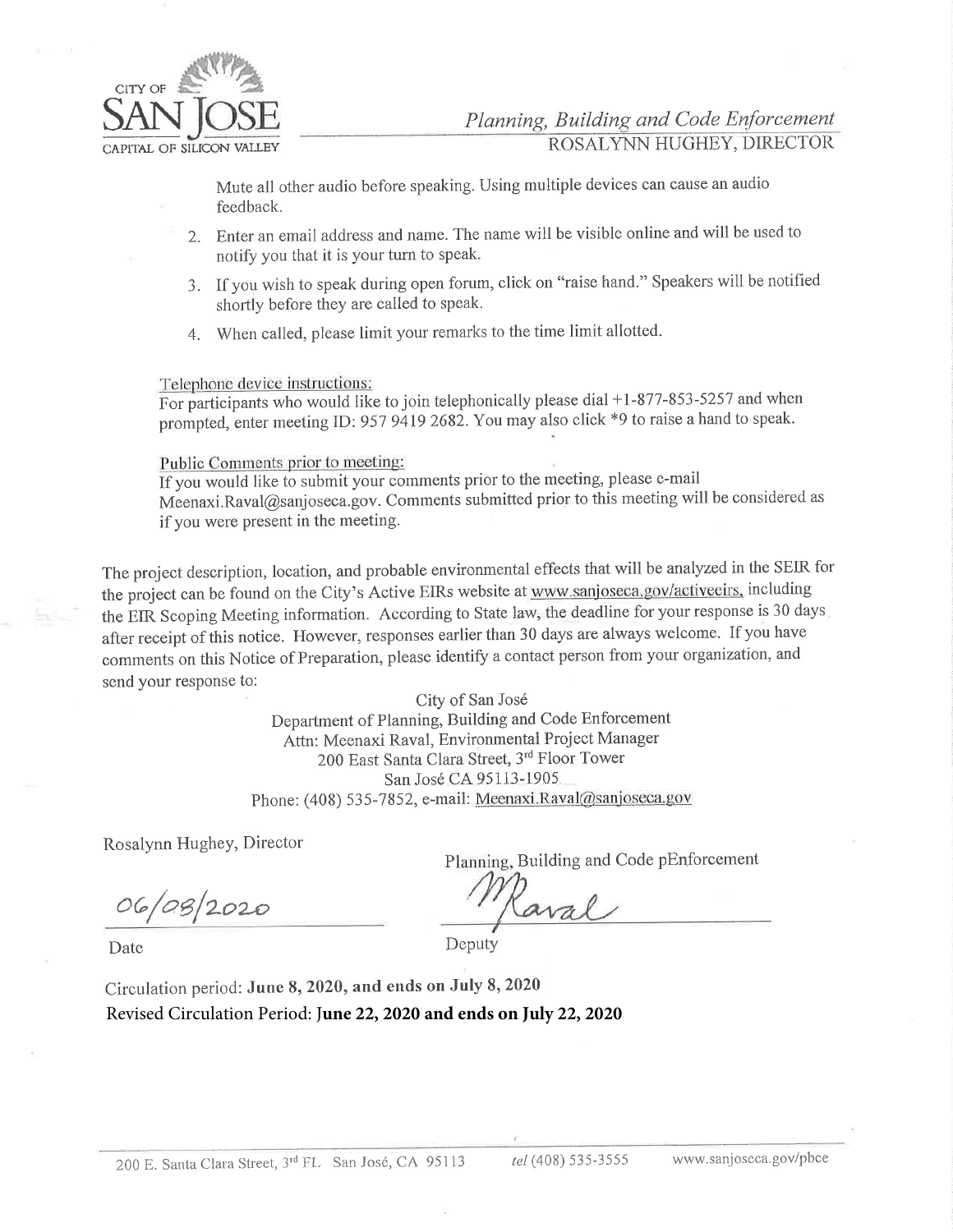Mute all other audio before speaking. Using multiple devices can cause an audio feedback.

2. Enter an email address and name. The name will be visible online and will be used to notify you that it is your turn to speak.
3. If you wish to speak during open forum, click on "raise hand." Speakers will be notified shortly before they are called to speak.
4. When called, please limit your remarks to the time limit allotted.

Telephone device instructions:
For participants who would like to join telephonically please dial +1-877-853-5257 and when prompted, enter meeting ID: 957 9419 2682. You may also click *9 to raise a hand to speak.

Public Comments prior to meeting:
If you would like to submit your comments prior to the meeting, please e-mail Meenaxi.Raval@sanjoseca.gov. Comments submitted prior to this meeting will be considered as if you were present in the meeting.

The project description, location, and probable environmental effects that will be analyzed in the SEIR for the project can be found on the City's Active EIRs website at www.sanjoseca.gov/activeeirs, including the EIR Scoping Meeting information. According to State law, the deadline for your response is 30 days after receipt of this notice. However, responses earlier than 30 days are always welcome. If you have comments on this Notice of Preparation, please identify a contact person from your organization, and send your response to:

City of San José
Department of Planning, Building and Code Enforcement
Attn: Meenaxi Raval, Environmental Project Manager
200 East Santa Clara Street, 3rd Floor Tower
San José CA 95113-1905
Phone: (408) 535-7852, e-mail: Meenaxi.Raval@sanjoseca.gov

Rosalynn Hughey, Director

Planning, Building and Code pEnforcement

06/08/2020

Date

MRaval

Deputy

Circulation period: **June 8, 2020, and ends on July 8, 2020**

Revised Circulation Period: **June 22, 2020 and ends on July 22, 2020**